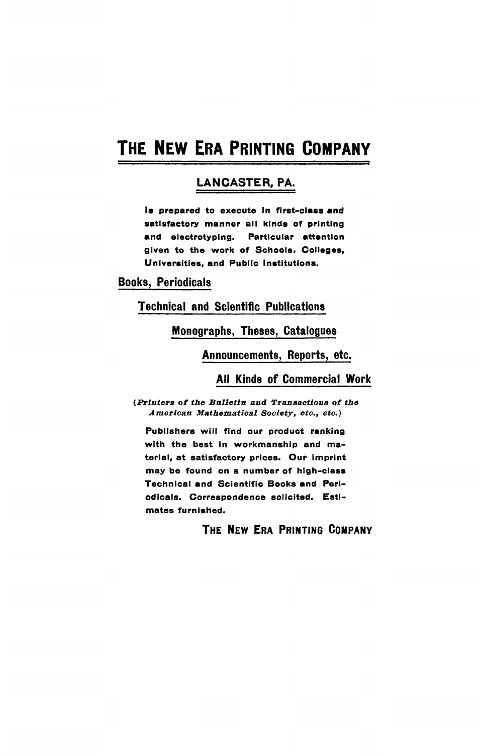# THE NEW ERA PRINTING COMPANY

## LANCASTER, PA.

Is prepared to execute in first-class and satisfactory manner all kinds of printing and electrotyping. Particular attention given to the work of Schools, Colleges, Universities, and Public Institutions.

**Books, Periodicals**

**Technical and Scientific Publications**

**Monographs, Theses, Catalogues**

**Announcements, Reports, etc.**

**All Kinds of Commercial Work**

*(Printers of the Bulletin and Transactions of the American Mathematical Society, etc., etc.)*

Publishers will find our product ranking with the best in workmanship and material, at satisfactory prices. Our imprint may be found on a number of high-class Technical and Scientific Books and Periodicals. Correspondence solicited. Estimates furnished.

**THE NEW ERA PRINTING COMPANY**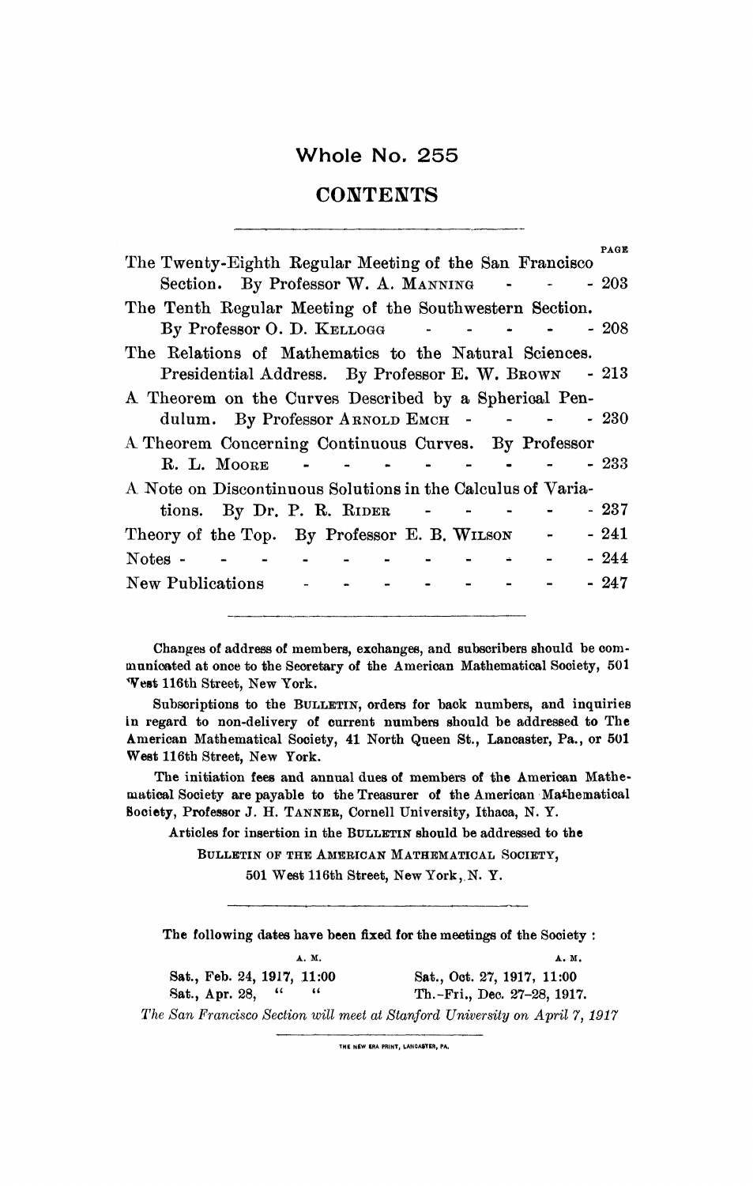# Whole No. 255

## CONTENTS

| | PAGE |
|---|---|
| The Twenty-Eighth Regular Meeting of the San Francisco Section. By Professor W. A. MANNING | 203 |
| The Tenth Regular Meeting of the Southwestern Section. By Professor O. D. KELLOGG | 208 |
| The Relations of Mathematics to the Natural Sciences. Presidential Address. By Professor E. W. BROWN | 213 |
| A Theorem on the Curves Described by a Spherical Pendulum. By Professor ARNOLD EMCH | 230 |
| A Theorem Concerning Continuous Curves. By Professor R. L. MOORE | 233 |
| A Note on Discontinuous Solutions in the Calculus of Variations. By Dr. P. R. RIDER | 237 |
| Theory of the Top. By Professor E. B. WILSON | 241 |
| Notes | 244 |
| New Publications | 247 |

Changes of address of members, exchanges, and subscribers should be communicated at once to the Secretary of the American Mathematical Society, 501 West 116th Street, New York.

Subscriptions to the BULLETIN, orders for back numbers, and inquiries in regard to non-delivery of current numbers should be addressed to The American Mathematical Society, 41 North Queen St., Lancaster, Pa., or 501 West 116th Street, New York.

The initiation fees and annual dues of members of the American Mathematical Society are payable to the Treasurer of the American Mathematical Society, Professor J. H. TANNER, Cornell University, Ithaca, N. Y.

Articles for insertion in the BULLETIN should be addressed to the

BULLETIN OF THE AMERICAN MATHEMATICAL SOCIETY,
501 West 116th Street, New York, N. Y.

The following dates have been fixed for the meetings of the Society :

| | A. M. | | A. M. |
|---|---|---|---|
| Sat., Feb. 24, 1917, | 11:00 | Sat., Oct. 27, 1917, | 11:00 |
| Sat., Apr. 28, | " " | Th.-Fri., Dec. 27–28, 1917. | |

*The San Francisco Section will meet at Stanford University on April 7, 1917*

THE NEW ERA PRINT, LANCASTER, PA.